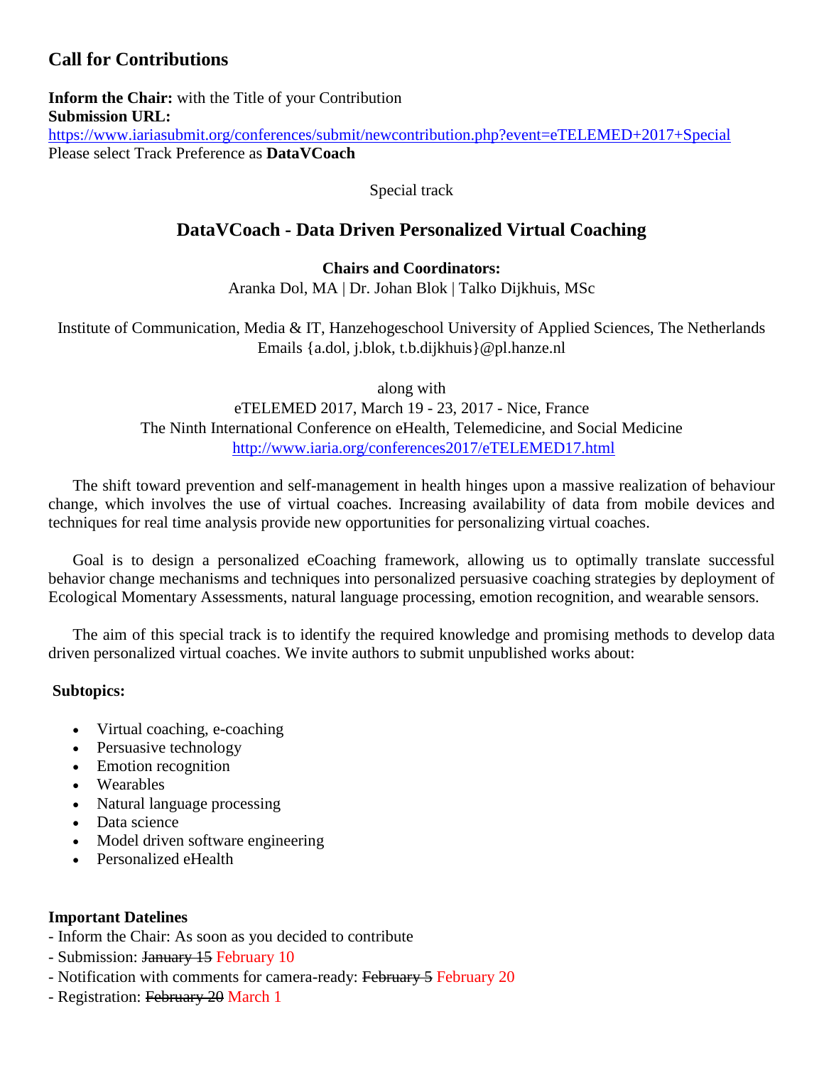## Call for Contributions

**Inform the Chair:** with the Title of your Contribution
**Submission URL:**
https://www.iariasubmit.org/conferences/submit/newcontribution.php?event=eTELEMED+2017+Special
Please select Track Preference as **DataVCoach**

Special track

# DataVCoach - Data Driven Personalized Virtual Coaching

**Chairs and Coordinators:**
Aranka Dol, MA | Dr. Johan Blok | Talko Dijkhuis, MSc

Institute of Communication, Media & IT, Hanzehogeschool University of Applied Sciences, The Netherlands
Emails {a.dol, j.blok, t.b.dijkhuis}@pl.hanze.nl

along with
eTELEMED 2017, March 19 - 23, 2017 - Nice, France
The Ninth International Conference on eHealth, Telemedicine, and Social Medicine
http://www.iaria.org/conferences2017/eTELEMED17.html

The shift toward prevention and self-management in health hinges upon a massive realization of behaviour change, which involves the use of virtual coaches. Increasing availability of data from mobile devices and techniques for real time analysis provide new opportunities for personalizing virtual coaches.

Goal is to design a personalized eCoaching framework, allowing us to optimally translate successful behavior change mechanisms and techniques into personalized persuasive coaching strategies by deployment of Ecological Momentary Assessments, natural language processing, emotion recognition, and wearable sensors.

The aim of this special track is to identify the required knowledge and promising methods to develop data driven personalized virtual coaches. We invite authors to submit unpublished works about:

**Subtopics:**

- Virtual coaching, e-coaching
- Persuasive technology
- Emotion recognition
- Wearables
- Natural language processing
- Data science
- Model driven software engineering
- Personalized eHealth

**Important Datelines**
- Inform the Chair: As soon as you decided to contribute
- Submission: ~~January 15~~ February 10
- Notification with comments for camera-ready: ~~February 5~~ February 20
- Registration: ~~February 20~~ March 1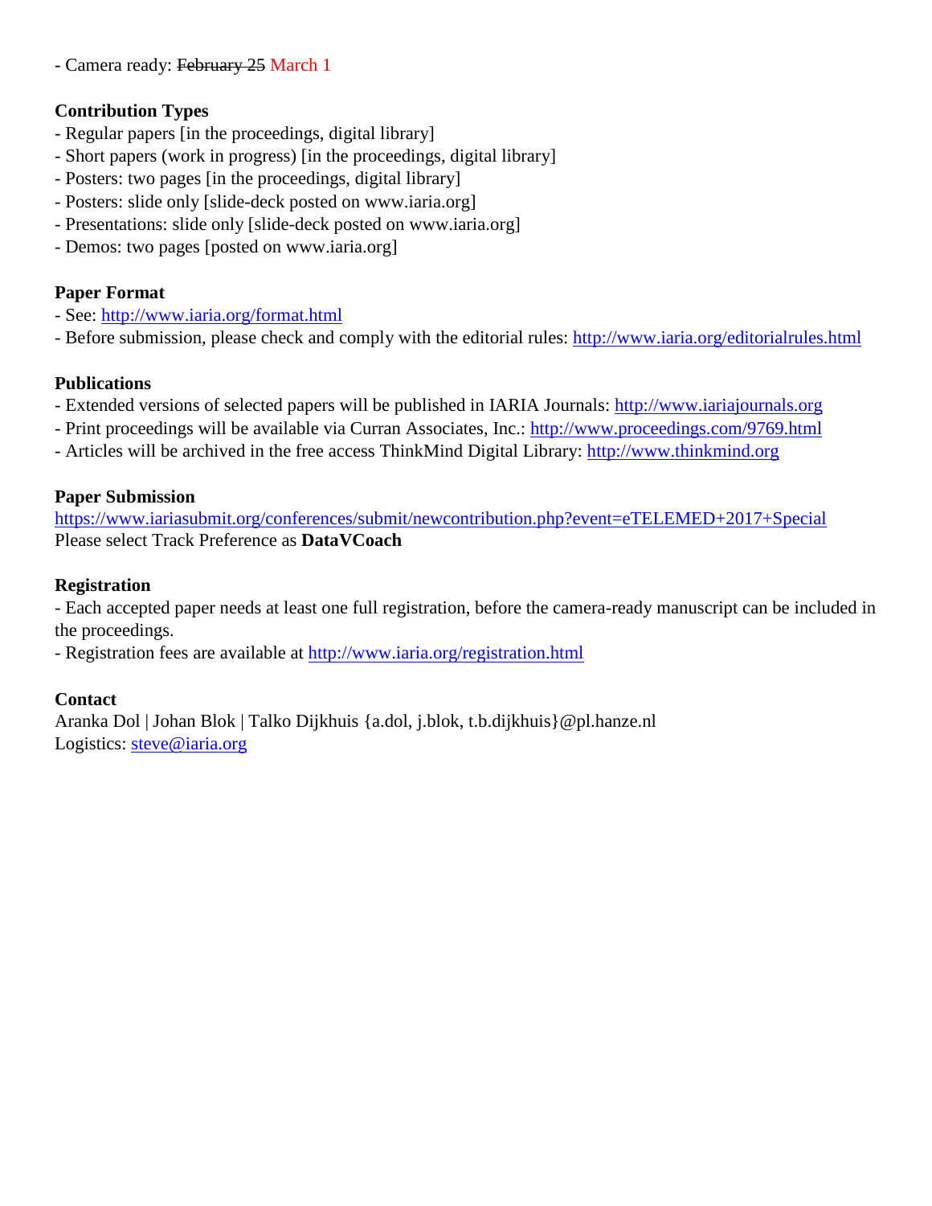- Camera ready: ~~February 25~~ March 1

**Contribution Types**

- Regular papers [in the proceedings, digital library]
- Short papers (work in progress) [in the proceedings, digital library]
- Posters: two pages [in the proceedings, digital library]
- Posters: slide only [slide-deck posted on www.iaria.org]
- Presentations: slide only [slide-deck posted on www.iaria.org]
- Demos: two pages [posted on www.iaria.org]

**Paper Format**

- See: http://www.iaria.org/format.html
- Before submission, please check and comply with the editorial rules: http://www.iaria.org/editorialrules.html

**Publications**

- Extended versions of selected papers will be published in IARIA Journals: http://www.iariajournals.org
- Print proceedings will be available via Curran Associates, Inc.: http://www.proceedings.com/9769.html
- Articles will be archived in the free access ThinkMind Digital Library: http://www.thinkmind.org

**Paper Submission**

https://www.iariasubmit.org/conferences/submit/newcontribution.php?event=eTELEMED+2017+Special
Please select Track Preference as **DataVCoach**

**Registration**

- Each accepted paper needs at least one full registration, before the camera-ready manuscript can be included in the proceedings.
- Registration fees are available at http://www.iaria.org/registration.html

**Contact**

Aranka Dol | Johan Blok | Talko Dijkhuis {a.dol, j.blok, t.b.dijkhuis}@pl.hanze.nl
Logistics: steve@iaria.org